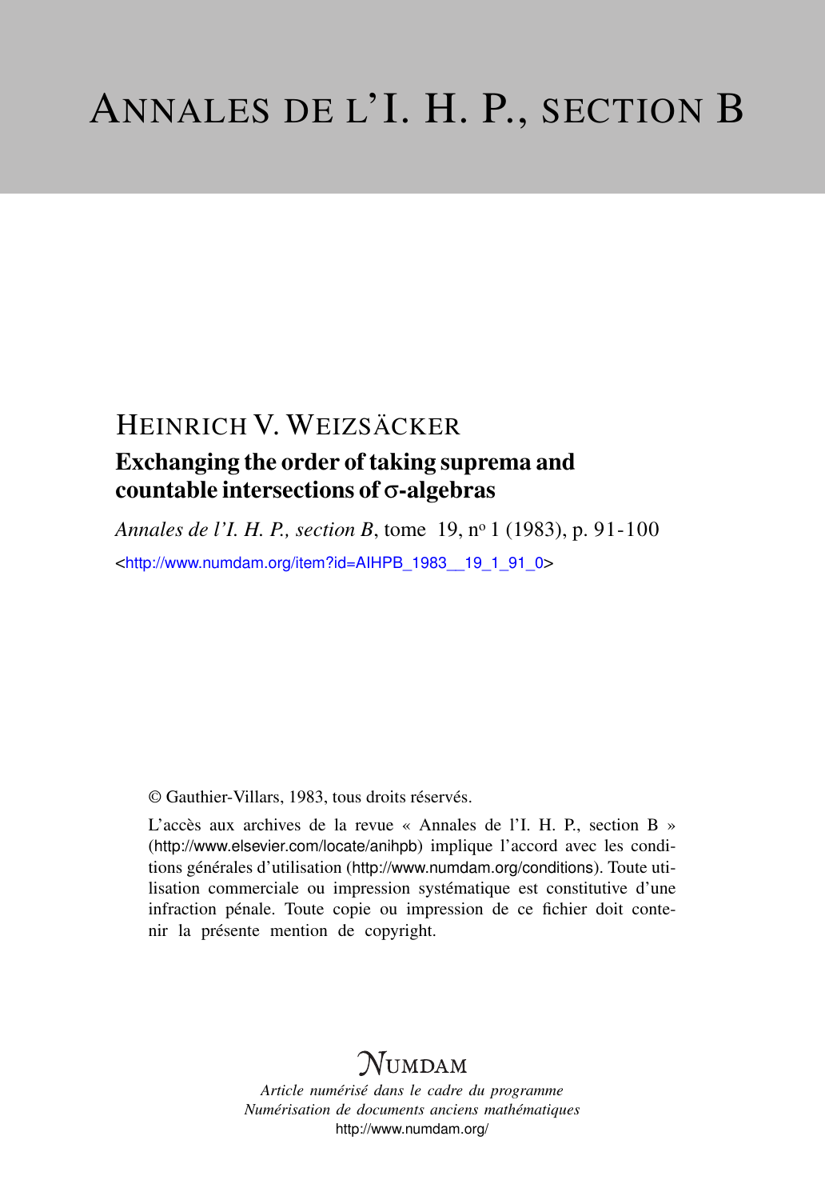# ANNALES DE L'I. H. P., SECTION B

HEINRICH V. WEIZSÄCKER

## Exchanging the order of taking suprema and countable intersections of σ-algebras

*Annales de l'I. H. P., section B*, tome 19, n° 1 (1983), p. 91-100

<http://www.numdam.org/item?id=AIHPB_1983__19_1_91_0>

© Gauthier-Villars, 1983, tous droits réservés.

L'accès aux archives de la revue « Annales de l'I. H. P., section B » (http://www.elsevier.com/locate/anihpb) implique l'accord avec les conditions générales d'utilisation (http://www.numdam.org/conditions). Toute utilisation commerciale ou impression systématique est constitutive d'une infraction pénale. Toute copie ou impression de ce fichier doit contenir la présente mention de copyright.

NUMDAM

*Article numérisé dans le cadre du programme*
*Numérisation de documents anciens mathématiques*
http://www.numdam.org/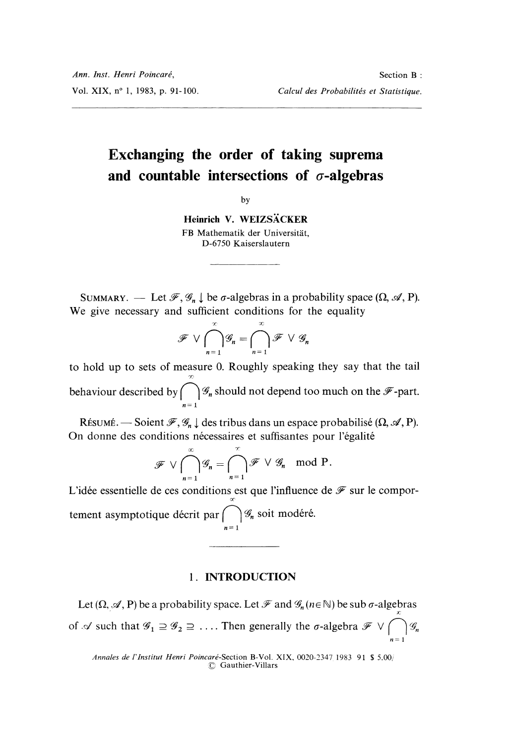# Exchanging the order of taking suprema and countable intersections of $\sigma$-algebras

by

**Heinrich V. WEIZSÄCKER**

FB Mathematik der Universität,
D-6750 Kaiserslautern

---

SUMMARY. — Let $\mathcal{F}, \mathcal{G}_n \downarrow$ be $\sigma$-algebras in a probability space $(\Omega, \mathcal{A}, P)$. We give necessary and sufficient conditions for the equality

$$\mathcal{F} \vee \bigcap_{n=1}^{\infty} \mathcal{G}_n = \bigcap_{n=1}^{\infty} \mathcal{F} \vee \mathcal{G}_n$$

to hold up to sets of measure 0. Roughly speaking they say that the tail behaviour described by $\bigcap_{n=1}^{\infty} \mathcal{G}_n$ should not depend too much on the $\mathcal{F}$-part.

RÉSUMÉ. — Soient $\mathcal{F}, \mathcal{G}_n \downarrow$ des tribus dans un espace probabilisé $(\Omega, \mathcal{A}, P)$. On donne des conditions nécessaires et suffisantes pour l'égalité

$$\mathcal{F} \vee \bigcap_{n=1}^{\infty} \mathcal{G}_n = \bigcap_{n=1}^{\infty} \mathcal{F} \vee \mathcal{G}_n \quad \text{mod P.}$$

L'idée essentielle de ces conditions est que l'influence de $\mathcal{F}$ sur le comportement asymptotique décrit par $\bigcap_{n=1}^{\infty} \mathcal{G}_n$ soit modéré.

---

## 1. INTRODUCTION

Let $(\Omega, \mathcal{A}, P)$ be a probability space. Let $\mathcal{F}$ and $\mathcal{G}_n$ $(n \in \mathbb{N})$ be sub $\sigma$-algebras of $\mathcal{A}$ such that $\mathcal{G}_1 \supseteq \mathcal{G}_2 \supseteq \ldots$. Then generally the $\sigma$-algebra $\mathcal{F} \vee \bigcap_{n=1}^{\infty} \mathcal{G}_n$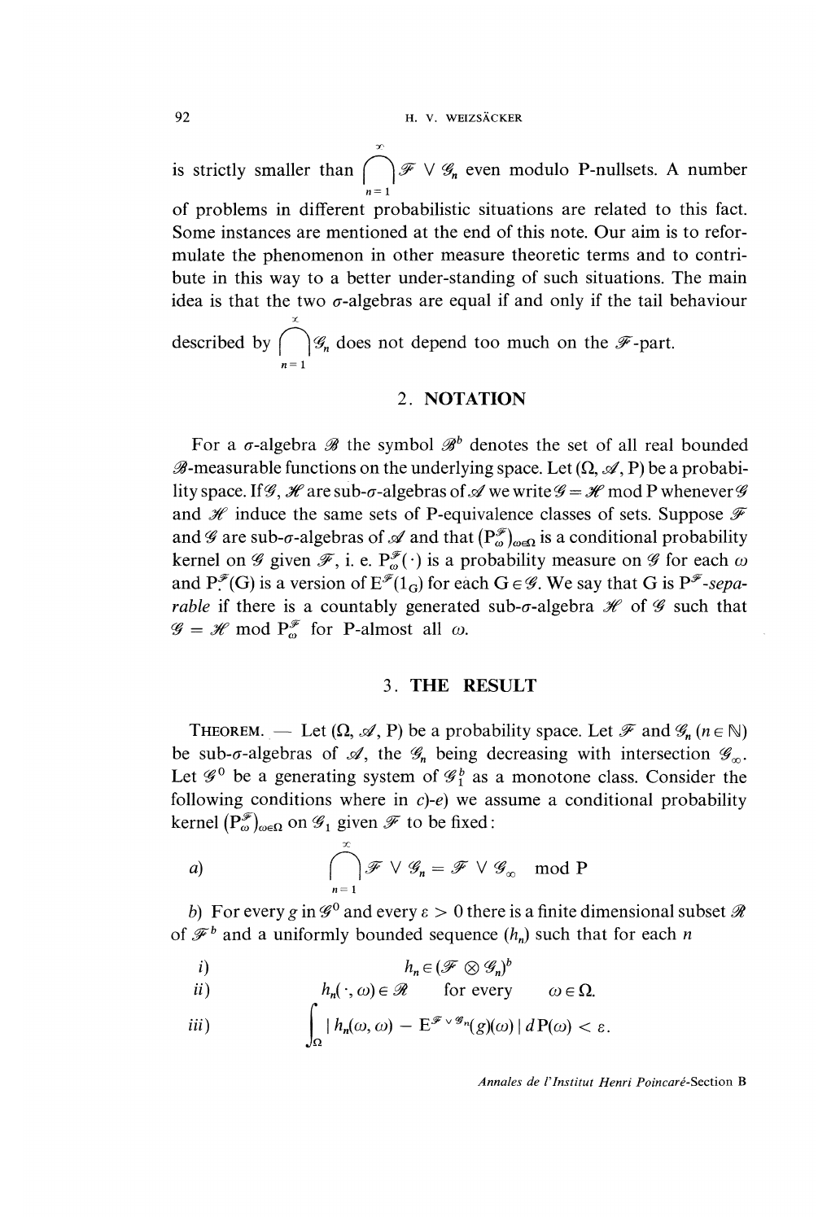is strictly smaller than $\bigcap_{n=1}^{\infty} \mathscr{F} \vee \mathscr{G}_n$ even modulo P-nullsets. A number of problems in different probabilistic situations are related to this fact. Some instances are mentioned at the end of this note. Our aim is to reformulate the phenomenon in other measure theoretic terms and to contribute in this way to a better under-standing of such situations. The main idea is that the two $\sigma$-algebras are equal if and only if the tail behaviour described by $\bigcap_{n=1}^{\infty} \mathscr{G}_n$ does not depend too much on the $\mathscr{F}$-part.

## 2. NOTATION

For a $\sigma$-algebra $\mathscr{B}$ the symbol $\mathscr{B}^b$ denotes the set of all real bounded $\mathscr{B}$-measurable functions on the underlying space. Let $(\Omega, \mathscr{A}, \mathrm{P})$ be a probability space. If $\mathscr{G}$, $\mathscr{H}$ are sub-$\sigma$-algebras of $\mathscr{A}$ we write $\mathscr{G} = \mathscr{H} \bmod \mathrm{P}$ whenever $\mathscr{G}$ and $\mathscr{H}$ induce the same sets of P-equivalence classes of sets. Suppose $\mathscr{F}$ and $\mathscr{G}$ are sub-$\sigma$-algebras of $\mathscr{A}$ and that $(\mathrm{P}_\omega^{\mathscr{F}})_{\omega \in \Omega}$ is a conditional probability kernel on $\mathscr{G}$ given $\mathscr{F}$, i. e. $\mathrm{P}_\omega^{\mathscr{F}}(\cdot)$ is a probability measure on $\mathscr{G}$ for each $\omega$ and $\mathrm{P}_\cdot^{\mathscr{F}}(\mathrm{G})$ is a version of $\mathrm{E}^{\mathscr{F}}(1_\mathrm{G})$ for each $\mathrm{G} \in \mathscr{G}$. We say that G is $\mathrm{P}^{\mathscr{F}}$-*separable* if there is a countably generated sub-$\sigma$-algebra $\mathscr{H}$ of $\mathscr{G}$ such that $\mathscr{G} = \mathscr{H} \bmod \mathrm{P}_\omega^{\mathscr{F}}$ for P-almost all $\omega$.

## 3. THE RESULT

THEOREM. — Let $(\Omega, \mathscr{A}, \mathrm{P})$ be a probability space. Let $\mathscr{F}$ and $\mathscr{G}_n$ $(n \in \mathbb{N})$ be sub-$\sigma$-algebras of $\mathscr{A}$, the $\mathscr{G}_n$ being decreasing with intersection $\mathscr{G}_\infty$. Let $\mathscr{G}^0$ be a generating system of $\mathscr{G}_1^b$ as a monotone class. Consider the following conditions where in *c)-e)* we assume a conditional probability kernel $(\mathrm{P}_\omega^{\mathscr{F}})_{\omega \in \Omega}$ on $\mathscr{G}_1$ given $\mathscr{F}$ to be fixed:

*a)*
$$\bigcap_{n=1}^{\infty} \mathscr{F} \vee \mathscr{G}_n = \mathscr{F} \vee \mathscr{G}_\infty \quad \bmod \mathrm{P}$$

*b)* For every $g$ in $\mathscr{G}^0$ and every $\varepsilon > 0$ there is a finite dimensional subset $\mathscr{R}$ of $\mathscr{F}^b$ and a uniformly bounded sequence $(h_n)$ such that for each $n$

*i)*
$$h_n \in (\mathscr{F} \otimes \mathscr{G}_n)^b$$

*ii)*
$$h_n(\cdot, \omega) \in \mathscr{R} \qquad \text{for every} \qquad \omega \in \Omega.$$

*iii)*
$$\int_\Omega | h_n(\omega, \omega) - \mathrm{E}^{\mathscr{F} \vee \mathscr{G}_n}(g)(\omega) | \, d\mathrm{P}(\omega) < \varepsilon.$$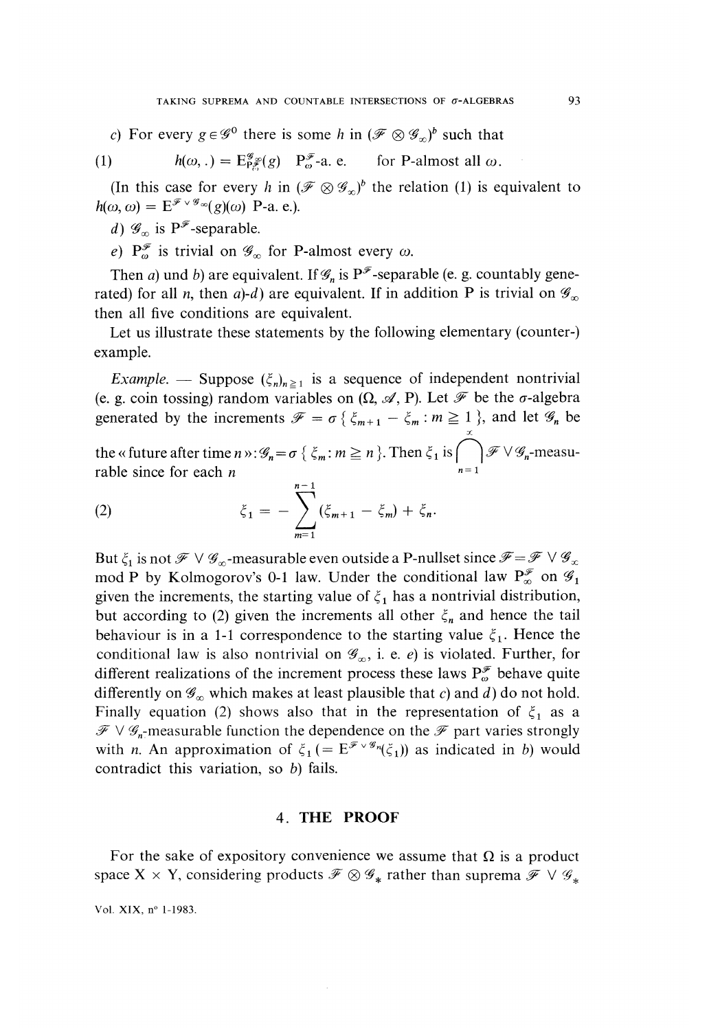*c)* For every $g \in \mathcal{G}^0$ there is some $h$ in $(\mathcal{F} \otimes \mathcal{G}_\infty)^b$ such that

$$(1) \qquad h(\omega, .) = \mathrm{E}^{\mathcal{G}_\infty}_{\mathrm{P}^{\mathcal{F}}_\omega}(g) \quad \mathrm{P}^{\mathcal{F}}_\omega\text{-a. e.} \qquad \text{for P-almost all } \omega.$$

(In this case for every $h$ in $(\mathcal{F} \otimes \mathcal{G}_\infty)^b$ the relation (1) is equivalent to $h(\omega, \omega) = \mathrm{E}^{\mathcal{F} \vee \mathcal{G}_\infty}(g)(\omega)$ P-a. e.).

*d)* $\mathcal{G}_\infty$ is $\mathrm{P}^{\mathcal{F}}$-separable.

*e)* $\mathrm{P}^{\mathcal{F}}_\omega$ is trivial on $\mathcal{G}_\infty$ for P-almost every $\omega$.

Then *a)* und *b)* are equivalent. If $\mathcal{G}_n$ is $\mathrm{P}^{\mathcal{F}}$-separable (e. g. countably generated) for all $n$, then *a)*-*d)* are equivalent. If in addition P is trivial on $\mathcal{G}_\infty$ then all five conditions are equivalent.

Let us illustrate these statements by the following elementary (counter-) example.

*Example.* — Suppose $(\xi_n)_{n \geq 1}$ is a sequence of independent nontrivial (e. g. coin tossing) random variables on $(\Omega, \mathcal{A}, \mathrm{P})$. Let $\mathcal{F}$ be the $\sigma$-algebra generated by the increments $\mathcal{F} = \sigma\{\xi_{m+1} - \xi_m : m \geq 1\}$, and let $\mathcal{G}_n$ be the « future after time $n$ »: $\mathcal{G}_n = \sigma\{\xi_m : m \geq n\}$. Then $\xi_1$ is $\bigcap_{n=1}^{\infty} \mathcal{F} \vee \mathcal{G}_n$-measurable since for each $n$

$$(2) \qquad \xi_1 = -\sum_{m=1}^{n-1} (\xi_{m+1} - \xi_m) + \xi_n.$$

But $\xi_1$ is not $\mathcal{F} \vee \mathcal{G}_\infty$-measurable even outside a P-nullset since $\mathcal{F} = \mathcal{F} \vee \mathcal{G}_\infty$ mod P by Kolmogorov's 0-1 law. Under the conditional law $\mathrm{P}^{\mathcal{F}}_\omega$ on $\mathcal{G}_1$ given the increments, the starting value of $\xi_1$ has a nontrivial distribution, but according to (2) given the increments all other $\xi_n$ and hence the tail behaviour is in a 1-1 correspondence to the starting value $\xi_1$. Hence the conditional law is also nontrivial on $\mathcal{G}_\infty$, i. e. *e)* is violated. Further, for different realizations of the increment process these laws $\mathrm{P}^{\mathcal{F}}_\omega$ behave quite differently on $\mathcal{G}_\infty$ which makes at least plausible that *c)* and *d)* do not hold. Finally equation (2) shows also that in the representation of $\xi_1$ as a $\mathcal{F} \vee \mathcal{G}_n$-measurable function the dependence on the $\mathcal{F}$ part varies strongly with $n$. An approximation of $\xi_1 \,(= \mathrm{E}^{\mathcal{F} \vee \mathcal{G}_n}(\xi_1))$ as indicated in *b)* would contradict this variation, so *b)* fails.

## 4. THE PROOF

For the sake of expository convenience we assume that $\Omega$ is a product space $\mathrm{X} \times \mathrm{Y}$, considering products $\mathcal{F} \otimes \mathcal{G}_*$ rather than suprema $\mathcal{F} \vee \mathcal{G}_*$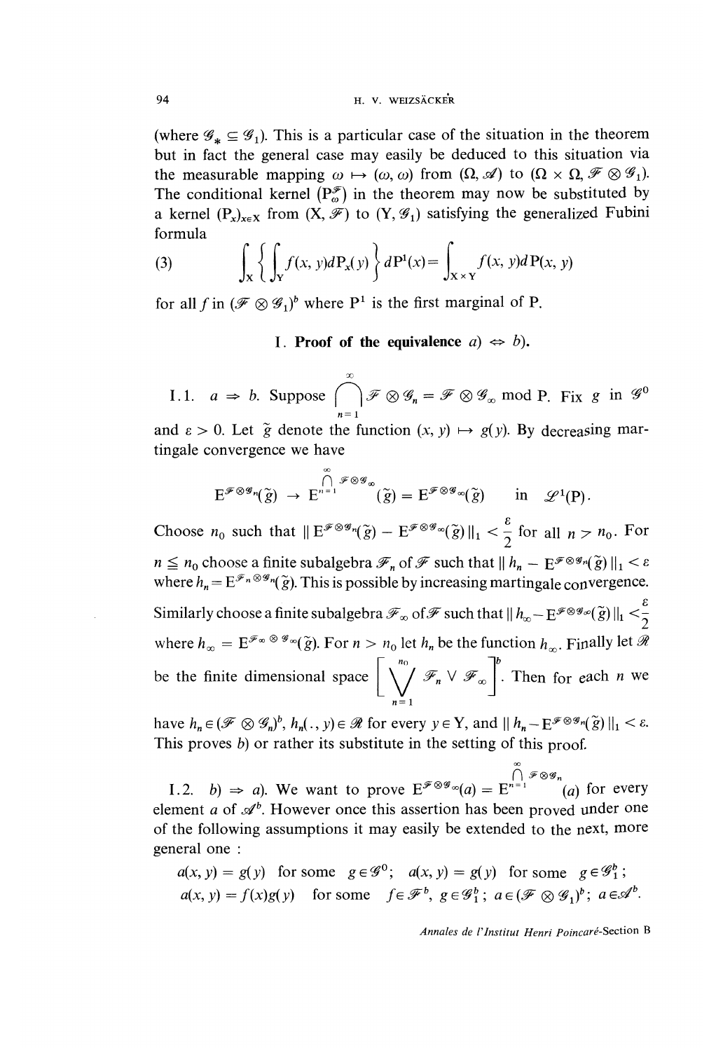(where $\mathcal{G}_* \subseteq \mathcal{G}_1$). This is a particular case of the situation in the theorem but in fact the general case may easily be deduced to this situation via the measurable mapping $\omega \mapsto (\omega, \omega)$ from $(\Omega, \mathcal{A})$ to $(\Omega \times \Omega, \mathcal{F} \otimes \mathcal{G}_1)$. The conditional kernel $(\mathrm{P}_\omega^{\mathcal{F}})$ in the theorem may now be substituted by a kernel $(\mathrm{P}_x)_{x \in \mathrm{X}}$ from $(\mathrm{X}, \mathcal{F})$ to $(\mathrm{Y}, \mathcal{G}_1)$ satisfying the generalized Fubini formula

$$\int_{\mathrm{X}} \left\{ \int_{\mathrm{Y}} f(x, y) d\mathrm{P}_x(y) \right\} d\mathrm{P}^1(x) = \int_{\mathrm{X} \times \mathrm{Y}} f(x, y) d\mathrm{P}(x, y) \tag{3}$$

for all $f$ in $(\mathcal{F} \otimes \mathcal{G}_1)^b$ where $\mathrm{P}^1$ is the first marginal of P.

## I. Proof of the equivalence *a)* $\Leftrightarrow$ *b)*.

I.1. $a \Rightarrow b$. Suppose $\bigcap_{n=1}^{\infty} \mathcal{F} \otimes \mathcal{G}_n = \mathcal{F} \otimes \mathcal{G}_\infty \bmod \mathrm{P}$. Fix $g$ in $\mathcal{G}^0$ and $\varepsilon > 0$. Let $\tilde{g}$ denote the function $(x, y) \mapsto g(y)$. By decreasing martingale convergence we have

$$\mathrm{E}^{\mathcal{F} \otimes \mathcal{G}_n}(\tilde{g}) \to \mathrm{E}^{\bigcap_{n=1}^{\infty} \mathcal{F} \otimes \mathcal{G}_\infty}(\tilde{g}) = \mathrm{E}^{\mathcal{F} \otimes \mathcal{G}_\infty}(\tilde{g}) \quad \text{in } \mathcal{L}^1(\mathrm{P}).$$

Choose $n_0$ such that $\| \mathrm{E}^{\mathcal{F} \otimes \mathcal{G}_n}(\tilde{g}) - \mathrm{E}^{\mathcal{F} \otimes \mathcal{G}_\infty}(\tilde{g}) \|_1 < \frac{\varepsilon}{2}$ for all $n > n_0$. For $n \leq n_0$ choose a finite subalgebra $\mathcal{F}_n$ of $\mathcal{F}$ such that $\| h_n - \mathrm{E}^{\mathcal{F} \otimes \mathcal{G}_n}(\tilde{g}) \|_1 < \varepsilon$ where $h_n = \mathrm{E}^{\mathcal{F}_n \otimes \mathcal{G}_n}(\tilde{g})$. This is possible by increasing martingale convergence. Similarly choose a finite subalgebra $\mathcal{F}_\infty$ of $\mathcal{F}$ such that $\| h_\infty - \mathrm{E}^{\mathcal{F} \otimes \mathcal{G}_\infty}(\tilde{g}) \|_1 < \frac{\varepsilon}{2}$ where $h_\infty = \mathrm{E}^{\mathcal{F}_\infty \otimes \mathcal{G}_\infty}(\tilde{g})$. For $n > n_0$ let $h_n$ be the function $h_\infty$. Finally let $\mathcal{R}$ be the finite dimensional space $\left[ \bigvee_{n=1}^{n_0} \mathcal{F}_n \vee \mathcal{F}_\infty \right]^b$. Then for each $n$ we have $h_n \in (\mathcal{F} \otimes \mathcal{G}_n)^b$, $h_n(., y) \in \mathcal{R}$ for every $y \in \mathrm{Y}$, and $\| h_n - \mathrm{E}^{\mathcal{F} \otimes \mathcal{G}_n}(\tilde{g}) \|_1 < \varepsilon$. This proves *b)* or rather its substitute in the setting of this proof.

I.2. *b)* $\Rightarrow$ *a)*. We want to prove $\mathrm{E}^{\mathcal{F} \otimes \mathcal{G}_\infty}(a) = \mathrm{E}^{\bigcap_{n=1}^{\infty} \mathcal{F} \otimes \mathcal{G}_n}(a)$ for every element $a$ of $\mathcal{A}^b$. However once this assertion has been proved under one of the following assumptions it may easily be extended to the next, more general one :

$a(x, y) = g(y)$ for some $g \in \mathcal{G}^0$; $a(x, y) = g(y)$ for some $g \in \mathcal{G}_1^b$;
$a(x, y) = f(x)g(y)$ for some $f \in \mathcal{F}^b$, $g \in \mathcal{G}_1^b$; $a \in (\mathcal{F} \otimes \mathcal{G}_1)^b$; $a \in \mathcal{A}^b$.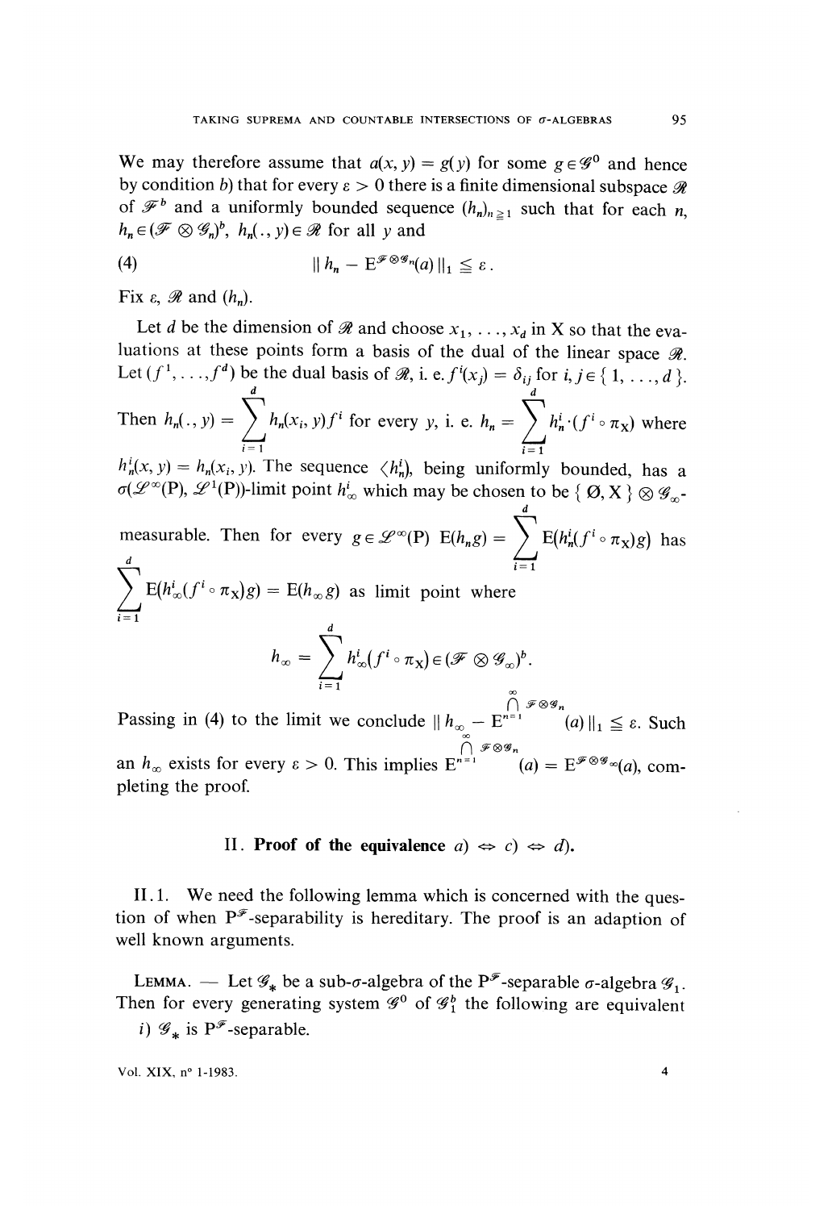We may therefore assume that $a(x, y) = g(y)$ for some $g \in \mathscr{G}^0$ and hence by condition $b)$ that for every $\varepsilon > 0$ there is a finite dimensional subspace $\mathscr{R}$ of $\mathscr{F}^b$ and a uniformly bounded sequence $(h_n)_{n \geq 1}$ such that for each $n$, $h_n \in (\mathscr{F} \otimes \mathscr{G}_n)^b$, $h_n(., y) \in \mathscr{R}$ for all $y$ and

$$\| h_n - \mathrm{E}^{\mathscr{F} \otimes \mathscr{G}_n}(a) \|_1 \leq \varepsilon . \tag{4}$$

Fix $\varepsilon$, $\mathscr{R}$ and $(h_n)$.

Let $d$ be the dimension of $\mathscr{R}$ and choose $x_1, \ldots, x_d$ in X so that the evaluations at these points form a basis of the dual of the linear space $\mathscr{R}$. Let $(f^1, \ldots, f^d)$ be the dual basis of $\mathscr{R}$, i. e. $f^i(x_j) = \delta_{ij}$ for $i, j \in \{ 1, \ldots, d \}$. Then $h_n(., y) = \sum_{i=1}^{d} h_n(x_i, y) f^i$ for every $y$, i. e. $h_n = \sum_{i=1}^{d} h_n^i \cdot (f^i \circ \pi_{\mathrm{X}})$ where $h_n^i(x, y) = h_n(x_i, y)$. The sequence $\langle h_n^i \rangle$, being uniformly bounded, has a $\sigma(\mathscr{L}^\infty(\mathrm{P}), \mathscr{L}^1(\mathrm{P}))$-limit point $h_\infty^i$ which may be chosen to be $\{ \emptyset, \mathrm{X} \} \otimes \mathscr{G}_\infty$-measurable. Then for every $g \in \mathscr{L}^\infty(\mathrm{P})$ $\mathrm{E}(h_n g) = \sum_{i=1}^{d} \mathrm{E}(h_n^i (f^i \circ \pi_{\mathrm{X}}) g)$ has $\sum_{i=1}^{d} \mathrm{E}(h_\infty^i (f^i \circ \pi_{\mathrm{X}}) g) = \mathrm{E}(h_\infty g)$ as limit point where

$$h_\infty = \sum_{i=1}^{d} h_\infty^i (f^i \circ \pi_{\mathrm{X}}) \in (\mathscr{F} \otimes \mathscr{G}_\infty)^b .$$

Passing in (4) to the limit we conclude $\| h_\infty - \mathrm{E}^{\bigcap_{n=1}^{\infty} \mathscr{F} \otimes \mathscr{G}_n}(a) \|_1 \leq \varepsilon$. Such an $h_\infty$ exists for every $\varepsilon > 0$. This implies $\mathrm{E}^{\bigcap_{n=1}^{\infty} \mathscr{F} \otimes \mathscr{G}_n}(a) = \mathrm{E}^{\mathscr{F} \otimes \mathscr{G}_\infty}(a)$, completing the proof.

## II. **Proof of the equivalence** $a) \Leftrightarrow c) \Leftrightarrow d)$.

II.1. We need the following lemma which is concerned with the question of when $\mathrm{P}^{\mathscr{F}}$-separability is hereditary. The proof is an adaption of well known arguments.

LEMMA. — Let $\mathscr{G}_*$ be a sub-$\sigma$-algebra of the $\mathrm{P}^{\mathscr{F}}$-separable $\sigma$-algebra $\mathscr{G}_1$. Then for every generating system $\mathscr{G}^0$ of $\mathscr{G}_1^b$ the following are equivalent

*i)* $\mathscr{G}_*$ is $\mathrm{P}^{\mathscr{F}}$-separable.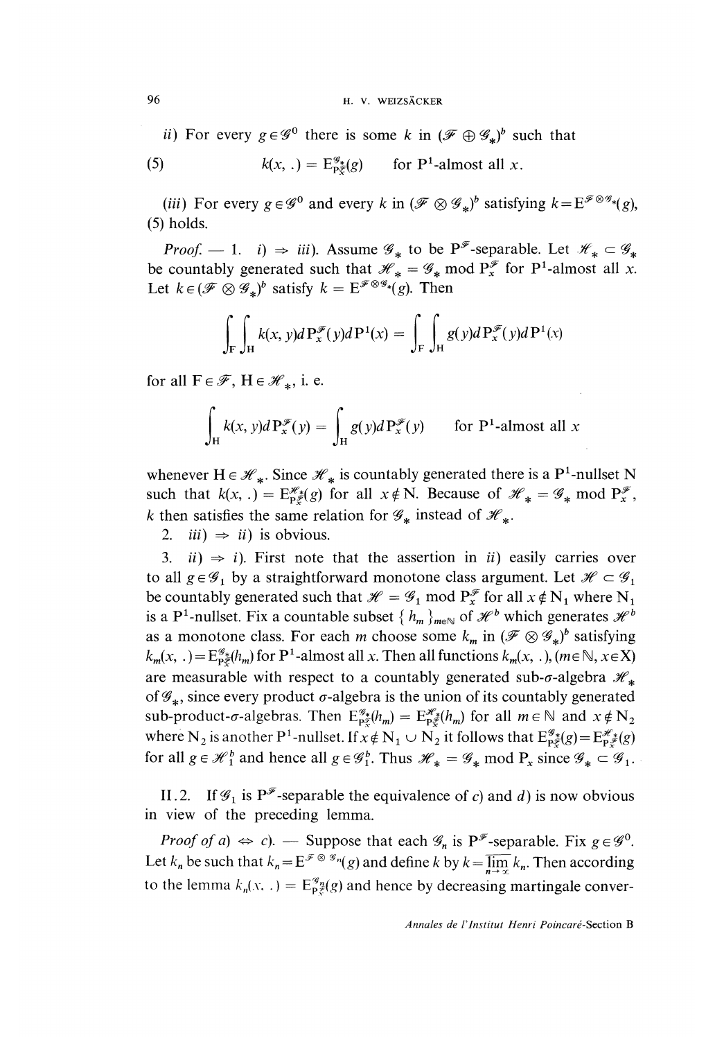*ii*) For every $g \in \mathscr{G}^0$ there is some $k$ in $(\mathscr{F} \oplus \mathscr{G}_*)^b$ such that

$$k(x, .) = \mathrm{E}^{\mathscr{G}_*}_{\mathrm{P}^{\mathscr{F}}_x}(g) \quad \text{for } \mathrm{P}^1\text{-almost all } x. \tag{5}$$

(*iii*) For every $g \in \mathscr{G}^0$ and every $k$ in $(\mathscr{F} \otimes \mathscr{G}_*)^b$ satisfying $k = \mathrm{E}^{\mathscr{F} \otimes \mathscr{G}_*}(g)$, (5) holds.

*Proof.* — 1. *i*) $\Rightarrow$ *iii*). Assume $\mathscr{G}_*$ to be $\mathrm{P}^{\mathscr{F}}$-separable. Let $\mathscr{H}_* \subset \mathscr{G}_*$ be countably generated such that $\mathscr{H}_* = \mathscr{G}_* \bmod \mathrm{P}^{\mathscr{F}}_x$ for $\mathrm{P}^1$-almost all $x$. Let $k \in (\mathscr{F} \otimes \mathscr{G}_*)^b$ satisfy $k = \mathrm{E}^{\mathscr{F} \otimes \mathscr{G}_*}(g)$. Then

$$\int_{\mathrm{F}} \int_{\mathrm{H}} k(x, y) d\mathrm{P}^{\mathscr{F}}_x(y) d\mathrm{P}^1(x) = \int_{\mathrm{F}} \int_{\mathrm{H}} g(y) d\mathrm{P}^{\mathscr{F}}_x(y) d\mathrm{P}^1(x)$$

for all $\mathrm{F} \in \mathscr{F}$, $\mathrm{H} \in \mathscr{H}_*$, i. e.

$$\int_{\mathrm{H}} k(x, y) d\mathrm{P}^{\mathscr{F}}_x(y) = \int_{\mathrm{H}} g(y) d\mathrm{P}^{\mathscr{F}}_x(y) \qquad \text{for } \mathrm{P}^1\text{-almost all } x$$

whenever $\mathrm{H} \in \mathscr{H}_*$. Since $\mathscr{H}_*$ is countably generated there is a $\mathrm{P}^1$-nullset N such that $k(x, .) = \mathrm{E}^{\mathscr{H}_*}_{\mathrm{P}^{\mathscr{F}}_x}(g)$ for all $x \notin \mathrm{N}$. Because of $\mathscr{H}_* = \mathscr{G}_* \bmod \mathrm{P}^{\mathscr{F}}_x$, $k$ then satisfies the same relation for $\mathscr{G}_*$ instead of $\mathscr{H}_*$.

2. *iii*) $\Rightarrow$ *ii*) is obvious.

3. *ii*) $\Rightarrow$ *i*). First note that the assertion in *ii*) easily carries over to all $g \in \mathscr{G}_1$ by a straightforward monotone class argument. Let $\mathscr{H} \subset \mathscr{G}_1$ be countably generated such that $\mathscr{H} = \mathscr{G}_1 \bmod \mathrm{P}^{\mathscr{F}}_x$ for all $x \notin \mathrm{N}_1$ where $\mathrm{N}_1$ is a $\mathrm{P}^1$-nullset. Fix a countable subset $\{ h_m \}_{m \in \mathbb{N}}$ of $\mathscr{H}^b$ which generates $\mathscr{H}^b$ as a monotone class. For each $m$ choose some $k_m$ in $(\mathscr{F} \otimes \mathscr{G}_*)^b$ satisfying $k_m(x, .) = \mathrm{E}^{\mathscr{G}_*}_{\mathrm{P}^{\mathscr{F}}_x}(h_m)$ for $\mathrm{P}^1$-almost all $x$. Then all functions $k_m(x, .)$, $(m \in \mathbb{N}, x \in \mathrm{X})$ are measurable with respect to a countably generated sub-$\sigma$-algebra $\mathscr{H}_*$ of $\mathscr{G}_*$, since every product $\sigma$-algebra is the union of its countably generated sub-product-$\sigma$-algebras. Then $\mathrm{E}^{\mathscr{G}_*}_{\mathrm{P}^{\mathscr{F}}_x}(h_m) = \mathrm{E}^{\mathscr{H}_*}_{\mathrm{P}^{\mathscr{F}}_x}(h_m)$ for all $m \in \mathbb{N}$ and $x \notin \mathrm{N}_2$ where $\mathrm{N}_2$ is another $\mathrm{P}^1$-nullset. If $x \notin \mathrm{N}_1 \cup \mathrm{N}_2$ it follows that $\mathrm{E}^{\mathscr{G}_*}_{\mathrm{P}^{\mathscr{F}}_x}(g) = \mathrm{E}^{\mathscr{H}_*}_{\mathrm{P}^{\mathscr{F}}_x}(g)$ for all $g \in \mathscr{H}^b_1$ and hence all $g \in \mathscr{G}^b_1$. Thus $\mathscr{H}_* = \mathscr{G}_* \bmod \mathrm{P}_x$ since $\mathscr{G}_* \subset \mathscr{G}_1$.

II.2. If $\mathscr{G}_1$ is $\mathrm{P}^{\mathscr{F}}$-separable the equivalence of *c*) and *d*) is now obvious in view of the preceding lemma.

*Proof of a*) $\Leftrightarrow$ *c*). — Suppose that each $\mathscr{G}_n$ is $\mathrm{P}^{\mathscr{F}}$-separable. Fix $g \in \mathscr{G}^0$. Let $k_n$ be such that $k_n = \mathrm{E}^{\mathscr{F} \otimes \mathscr{G}_n}(g)$ and define $k$ by $k = \overline{\lim_{n \to \infty}}\, k_n$. Then according to the lemma $k_n(x, .) = \mathrm{E}^{\mathscr{G}_n}_{\mathrm{P}^{\mathscr{F}}_x}(g)$ and hence by decreasing martingale conver-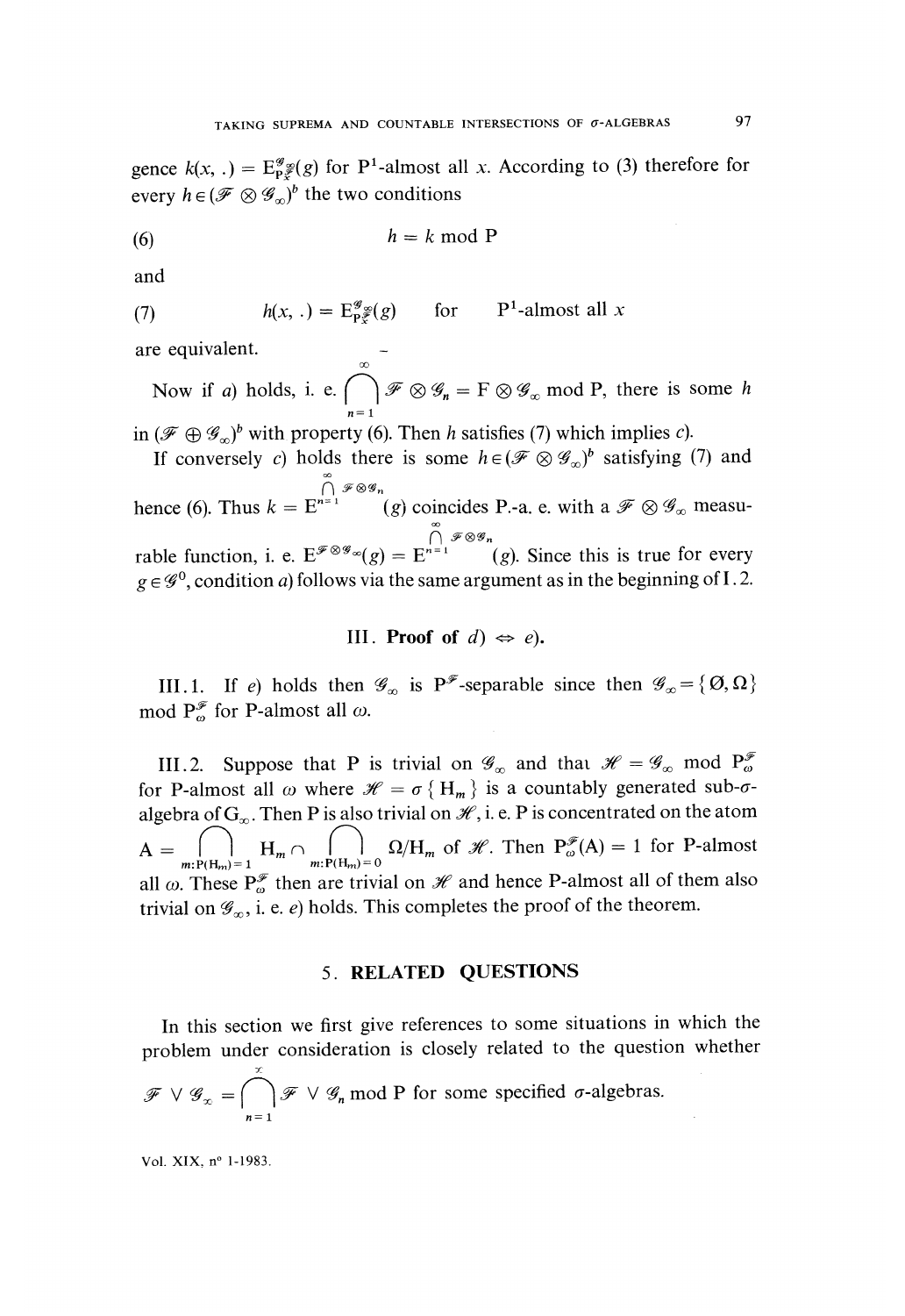gence $k(x, .) = E^{\mathcal{G}}_{P^{\mathcal{F}}_x}(g)$ for $P^1$-almost all $x$. According to (3) therefore for every $h \in (\mathcal{F} \otimes \mathcal{G}_\infty)^b$ the two conditions

$$h = k \bmod P \tag{6}$$

and

$$h(x, .) = E^{\mathcal{G}}_{P^{\mathcal{F}}_x}(g) \quad \text{for} \quad P^1\text{-almost all } x \tag{7}$$

are equivalent.

Now if *a*) holds, i. e. $\bigcap_{n=1}^{\infty} \mathcal{F} \otimes \mathcal{G}_n = F \otimes \mathcal{G}_\infty \bmod P$, there is some $h$ in $(\mathcal{F} \oplus \mathcal{G}_\infty)^b$ with property (6). Then $h$ satisfies (7) which implies *c*).

If conversely *c*) holds there is some $h \in (\mathcal{F} \otimes \mathcal{G}_\infty)^b$ satisfying (7) and hence (6). Thus $k = E^{\bigcap_{n=1}^{\infty} \mathcal{F} \otimes \mathcal{G}_n}(g)$ coincides P.-a. e. with a $\mathcal{F} \otimes \mathcal{G}_\infty$ measurable function, i. e. $E^{\mathcal{F} \otimes \mathcal{G}_\infty}(g) = E^{\bigcap_{n=1}^{\infty} \mathcal{F} \otimes \mathcal{G}_n}(g)$. Since this is true for every $g \in \mathcal{G}^0$, condition *a*) follows via the same argument as in the beginning of I.2.

## III. Proof of *d*) $\Leftrightarrow$ *e*).

III.1. If *e*) holds then $\mathcal{G}_\infty$ is $P^{\mathcal{F}}$-separable since then $\mathcal{G}_\infty = \{\emptyset, \Omega\}$ mod $P^{\mathcal{F}}_\omega$ for P-almost all $\omega$.

III.2. Suppose that P is trivial on $\mathcal{G}_\infty$ and that $\mathcal{H} = \mathcal{G}_\infty$ mod $P^{\mathcal{F}}_\omega$ for P-almost all $\omega$ where $\mathcal{H} = \sigma\{H_m\}$ is a countably generated sub-$\sigma$-algebra of $G_\infty$. Then P is also trivial on $\mathcal{H}$, i. e. P is concentrated on the atom $A = \bigcap_{m:P(H_m)=1} H_m \cap \bigcap_{m:P(H_m)=0} \Omega/H_m$ of $\mathcal{H}$. Then $P^{\mathcal{F}}_\omega(A) = 1$ for P-almost all $\omega$. These $P^{\mathcal{F}}_\omega$ then are trivial on $\mathcal{H}$ and hence P-almost all of them also trivial on $\mathcal{G}_\infty$, i. e. *e*) holds. This completes the proof of the theorem.

## 5. RELATED QUESTIONS

In this section we first give references to some situations in which the problem under consideration is closely related to the question whether $\mathcal{F} \vee \mathcal{G}_\infty = \bigcap_{n=1}^{\infty} \mathcal{F} \vee \mathcal{G}_n$ mod P for some specified $\sigma$-algebras.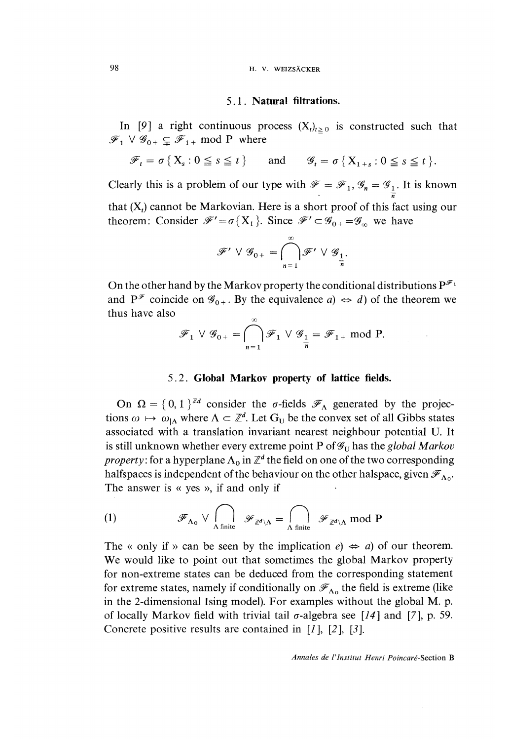### 5.1. Natural filtrations.

In [9] a right continuous process $(X_t)_{t \geqq 0}$ is constructed such that $\mathscr{F}_1 \vee \mathscr{G}_{0+} \subsetneqq \mathscr{F}_{1+}$ mod P where

$$\mathscr{F}_t = \sigma\{X_s : 0 \leqq s \leqq t\} \quad \text{and} \quad \mathscr{G}_t = \sigma\{X_{1+s} : 0 \leqq s \leqq t\}.$$

Clearly this is a problem of our type with $\mathscr{F} = \mathscr{F}_1$, $\mathscr{G}_n = \mathscr{G}_{\frac{1}{n}}$. It is known that $(X_t)$ cannot be Markovian. Here is a short proof of this fact using our theorem: Consider $\mathscr{F}' = \sigma\{X_1\}$. Since $\mathscr{F}' \subset \mathscr{G}_{0+} = \mathscr{G}_\infty$ we have

$$\mathscr{F}' \vee \mathscr{G}_{0+} = \bigcap_{n=1}^{\infty} \mathscr{F}' \vee \mathscr{G}_{\frac{1}{n}}.$$

On the other hand by the Markov property the conditional distributions $P^{\mathscr{F}_1}$ and $P^{\mathscr{F}'}$ coincide on $\mathscr{G}_{0+}$. By the equivalence *a*) $\Leftrightarrow$ *d*) of the theorem we thus have also

$$\mathscr{F}_1 \vee \mathscr{G}_{0+} = \bigcap_{n=1}^{\infty} \mathscr{F}_1 \vee \mathscr{G}_{\frac{1}{n}} = \mathscr{F}_{1+} \text{ mod P}.$$

### 5.2. Global Markov property of lattice fields.

On $\Omega = \{0, 1\}^{\mathbb{Z}^d}$ consider the $\sigma$-fields $\mathscr{F}_\Lambda$ generated by the projections $\omega \mapsto \omega_{|\Lambda}$ where $\Lambda \subset \mathbb{Z}^d$. Let $G_U$ be the convex set of all Gibbs states associated with a translation invariant nearest neighbour potential U. It is still unknown whether every extreme point P of $\mathscr{G}_U$ has the *global Markov property*: for a hyperplane $\Lambda_0$ in $\mathbb{Z}^d$ the field on one of the two corresponding halfspaces is independent of the behaviour on the other halspace, given $\mathscr{F}_{\Lambda_0}$. The answer is « yes », if and only if

$$\mathscr{F}_{\Lambda_0} \vee \bigcap_{\Lambda \text{ finite}} \mathscr{F}_{\mathbb{Z}^d \setminus \Lambda} = \bigcap_{\Lambda \text{ finite}} \mathscr{F}_{\mathbb{Z}^d \setminus \Lambda} \text{ mod P} \tag{1}$$

The « only if » can be seen by the implication *e*) $\Leftrightarrow$ *a*) of our theorem. We would like to point out that sometimes the global Markov property for non-extreme states can be deduced from the corresponding statement for extreme states, namely if conditionally on $\mathscr{F}_{\Lambda_0}$ the field is extreme (like in the 2-dimensional Ising model). For examples without the global M. p. of locally Markov field with trivial tail $\sigma$-algebra see [14] and [7], p. 59. Concrete positive results are contained in [1], [2], [3].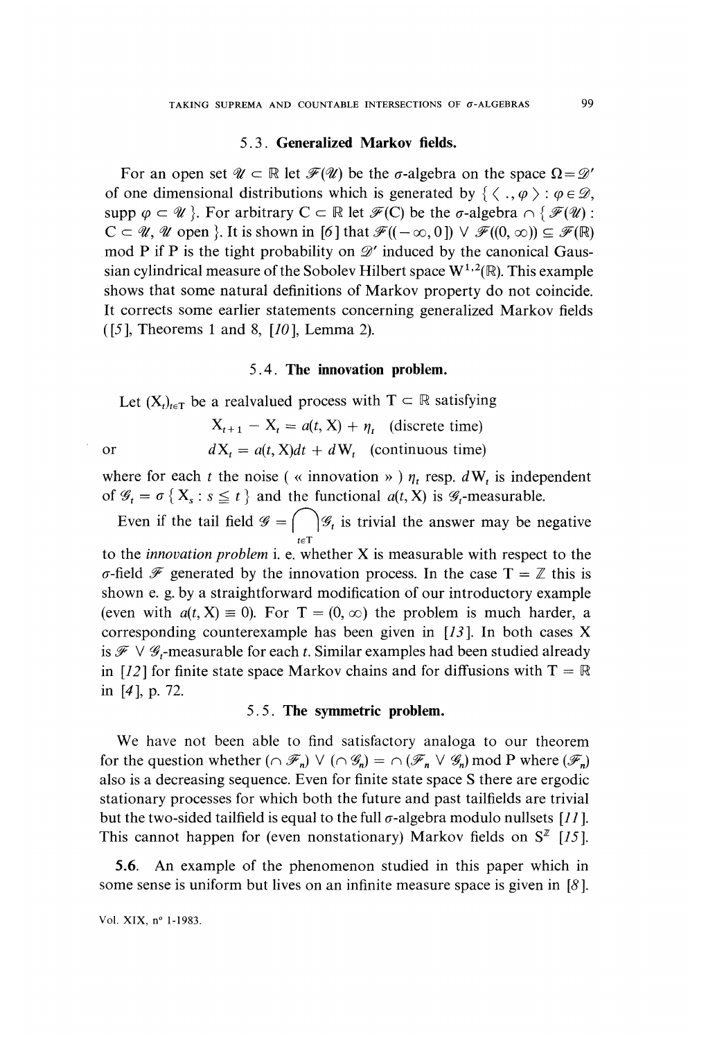### 5.3. Generalized Markov fields.

For an open set $\mathscr{U} \subset \mathbb{R}$ let $\mathscr{F}(\mathscr{U})$ be the $\sigma$-algebra on the space $\Omega = \mathscr{D}'$ of one dimensional distributions which is generated by $\{ \langle \, . \, , \varphi \rangle : \varphi \in \mathscr{D}, \operatorname{supp} \varphi \subset \mathscr{U} \}$. For arbitrary $C \subset \mathbb{R}$ let $\mathscr{F}(C)$ be the $\sigma$-algebra $\cap \{ \mathscr{F}(\mathscr{U}) : C \subset \mathscr{U}, \mathscr{U} \text{ open} \}$. It is shown in [6] that $\mathscr{F}((-\infty, 0]) \vee \mathscr{F}((0, \infty)) \subseteq \mathscr{F}(\mathbb{R})$ mod P if P is the tight probability on $\mathscr{D}'$ induced by the canonical Gaussian cylindrical measure of the Sobolev Hilbert space $W^{1,2}(\mathbb{R})$. This example shows that some natural definitions of Markov property do not coincide. It corrects some earlier statements concerning generalized Markov fields ([5], Theorems 1 and 8, [10], Lemma 2).

### 5.4. The innovation problem.

Let $(X_t)_{t \in T}$ be a realvalued process with $T \subset \mathbb{R}$ satisfying

$$X_{t+1} - X_t = a(t, X) + \eta_t \quad \text{(discrete time)}$$

or

$$dX_t = a(t, X)dt + dW_t \quad \text{(continuous time)}$$

where for each $t$ the noise (« innovation ») $\eta_t$ resp. $dW_t$ is independent of $\mathscr{G}_t = \sigma\{ X_s : s \leq t \}$ and the functional $a(t, X)$ is $\mathscr{G}_t$-measurable.

Even if the tail field $\mathscr{G} = \bigcap_{t \in T} \mathscr{G}_t$ is trivial the answer may be negative to the *innovation problem* i. e. whether X is measurable with respect to the $\sigma$-field $\mathscr{F}$ generated by the innovation process. In the case $T = \mathbb{Z}$ this is shown e. g. by a straightforward modification of our introductory example (even with $a(t, X) \equiv 0$). For $T = (0, \infty)$ the problem is much harder, a corresponding counterexample has been given in [13]. In both cases X is $\mathscr{F} \vee \mathscr{G}_t$-measurable for each $t$. Similar examples had been studied already in [12] for finite state space Markov chains and for diffusions with $T = \mathbb{R}$ in [4], p. 72.

### 5.5. The symmetric problem.

We have not been able to find satisfactory analoga to our theorem for the question whether $(\cap \mathscr{F}_n) \vee (\cap \mathscr{G}_n) = \cap (\mathscr{F}_n \vee \mathscr{G}_n)$ mod P where $(\mathscr{F}_n)$ also is a decreasing sequence. Even for finite state space S there are ergodic stationary processes for which both the future and past tailfields are trivial but the two-sided tailfield is equal to the full $\sigma$-algebra modulo nullsets [11]. This cannot happen for (even nonstationary) Markov fields on $S^{\mathbb{Z}}$ [15].

**5.6.** An example of the phenomenon studied in this paper which in some sense is uniform but lives on an infinite measure space is given in [8].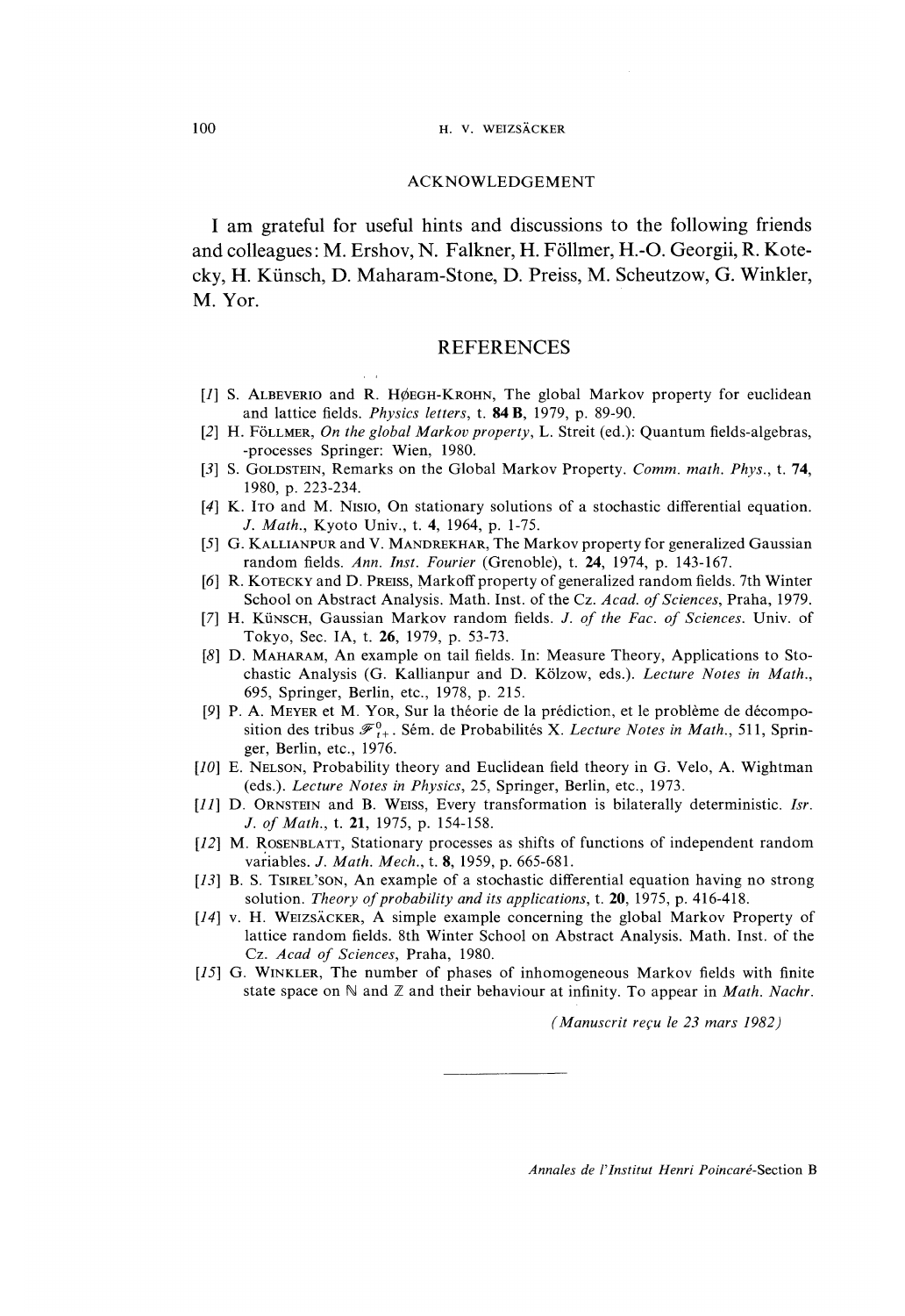## ACKNOWLEDGEMENT

I am grateful for useful hints and discussions to the following friends and colleagues: M. Ershov, N. Falkner, H. Föllmer, H.-O. Georgii, R. Kotecky, H. Künsch, D. Maharam-Stone, D. Preiss, M. Scheutzow, G. Winkler, M. Yor.

## REFERENCES

[1] S. ALBEVERIO and R. HØEGH-KROHN, The global Markov property for euclidean and lattice fields. *Physics letters*, t. **84 B**, 1979, p. 89-90.

[2] H. FÖLLMER, *On the global Markov property*, L. Streit (ed.): Quantum fields-algebras, -processes Springer: Wien, 1980.

[3] S. GOLDSTEIN, Remarks on the Global Markov Property. *Comm. math. Phys.*, t. **74**, 1980, p. 223-234.

[4] K. ITO and M. NISIO, On stationary solutions of a stochastic differential equation. *J. Math.*, Kyoto Univ., t. 4, 1964, p. 1-75.

[5] G. KALLIANPUR and V. MANDREKHAR, The Markov property for generalized Gaussian random fields. *Ann. Inst. Fourier* (Grenoble), t. **24**, 1974, p. 143-167.

[6] R. KOTECKY and D. PREISS, Markoff property of generalized random fields. 7th Winter School on Abstract Analysis. Math. Inst. of the Cz. *Acad. of Sciences*, Praha, 1979.

[7] H. KÜNSCH, Gaussian Markov random fields. *J. of the Fac. of Sciences*. Univ. of Tokyo, Sec. IA, t. **26**, 1979, p. 53-73.

[8] D. MAHARAM, An example on tail fields. In: Measure Theory, Applications to Stochastic Analysis (G. Kallianpur and D. Kölzow, eds.). *Lecture Notes in Math.*, 695, Springer, Berlin, etc., 1978, p. 215.

[9] P. A. MEYER et M. YOR, Sur la théorie de la prédiction, et le problème de décomposition des tribus $\mathscr{F}^0_{t+}$. Sém. de Probabilités X. *Lecture Notes in Math.*, 511, Springer, Berlin, etc., 1976.

[10] E. NELSON, Probability theory and Euclidean field theory in G. Velo, A. Wightman (eds.). *Lecture Notes in Physics*, 25, Springer, Berlin, etc., 1973.

[11] D. ORNSTEIN and B. WEISS, Every transformation is bilaterally deterministic. *Isr. J. of Math.*, t. **21**, 1975, p. 154-158.

[12] M. ROSENBLATT, Stationary processes as shifts of functions of independent random variables. *J. Math. Mech.*, t. **8**, 1959, p. 665-681.

[13] B. S. TSIREL'SON, An example of a stochastic differential equation having no strong solution. *Theory of probability and its applications*, t. **20**, 1975, p. 416-418.

[14] v. H. WEIZSÄCKER, A simple example concerning the global Markov Property of lattice random fields. 8th Winter School on Abstract Analysis. Math. Inst. of the Cz. *Acad of Sciences*, Praha, 1980.

[15] G. WINKLER, The number of phases of inhomogeneous Markov fields with finite state space on $\mathbb{N}$ and $\mathbb{Z}$ and their behaviour at infinity. To appear in *Math. Nachr.*

*(Manuscrit reçu le 23 mars 1982)*